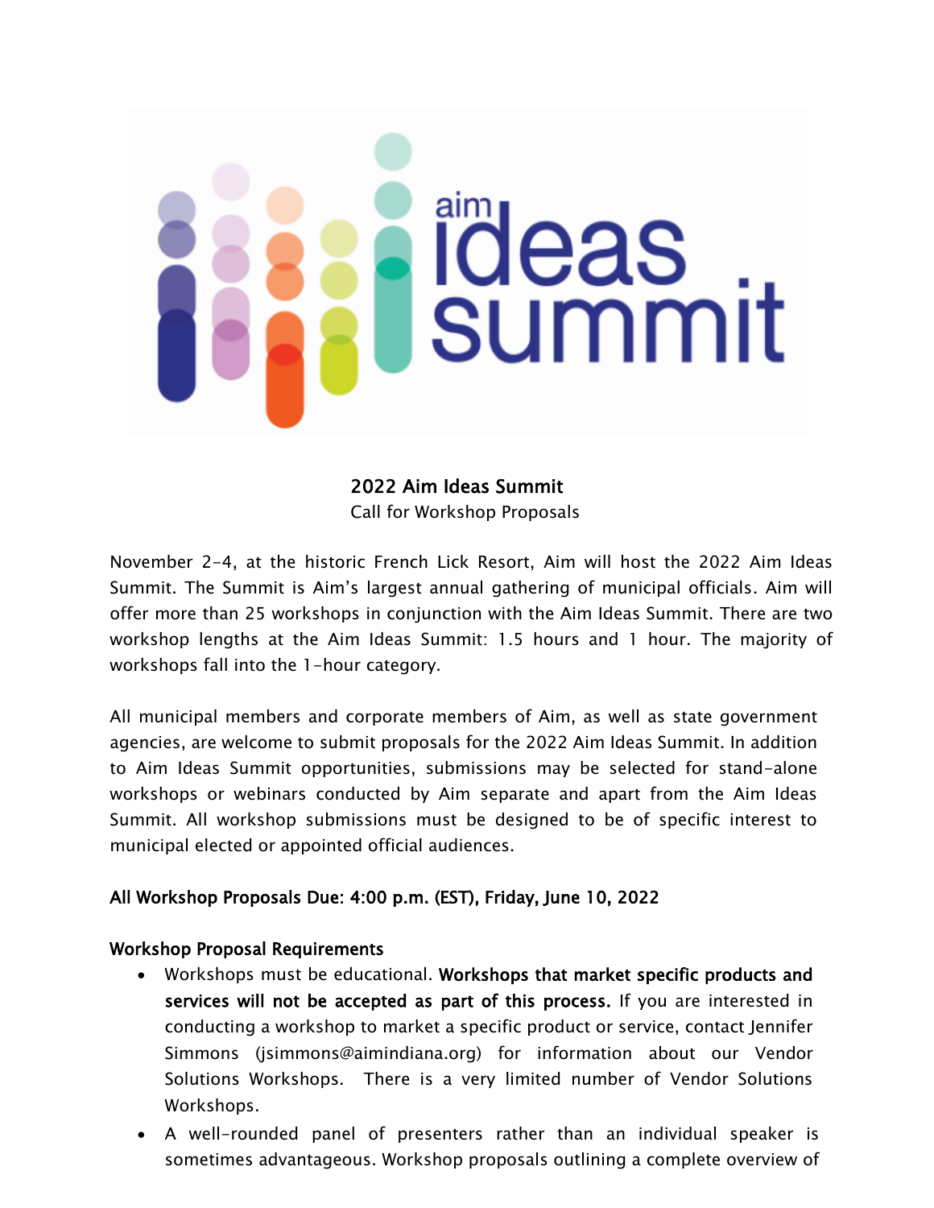## 2022 Aim Ideas Summit

Call for Workshop Proposals

November 2-4, at the historic French Lick Resort, Aim will host the 2022 Aim Ideas Summit. The Summit is Aim's largest annual gathering of municipal officials. Aim will offer more than 25 workshops in conjunction with the Aim Ideas Summit. There are two workshop lengths at the Aim Ideas Summit: 1.5 hours and 1 hour. The majority of workshops fall into the 1-hour category.

All municipal members and corporate members of Aim, as well as state government agencies, are welcome to submit proposals for the 2022 Aim Ideas Summit. In addition to Aim Ideas Summit opportunities, submissions may be selected for stand-alone workshops or webinars conducted by Aim separate and apart from the Aim Ideas Summit. All workshop submissions must be designed to be of specific interest to municipal elected or appointed official audiences.

**All Workshop Proposals Due: 4:00 p.m. (EST), Friday, June 10, 2022**

### Workshop Proposal Requirements

- Workshops must be educational. **Workshops that market specific products and services will not be accepted as part of this process.** If you are interested in conducting a workshop to market a specific product or service, contact Jennifer Simmons (jsimmons@aimindiana.org) for information about our Vendor Solutions Workshops. There is a very limited number of Vendor Solutions Workshops.
- A well-rounded panel of presenters rather than an individual speaker is sometimes advantageous. Workshop proposals outlining a complete overview of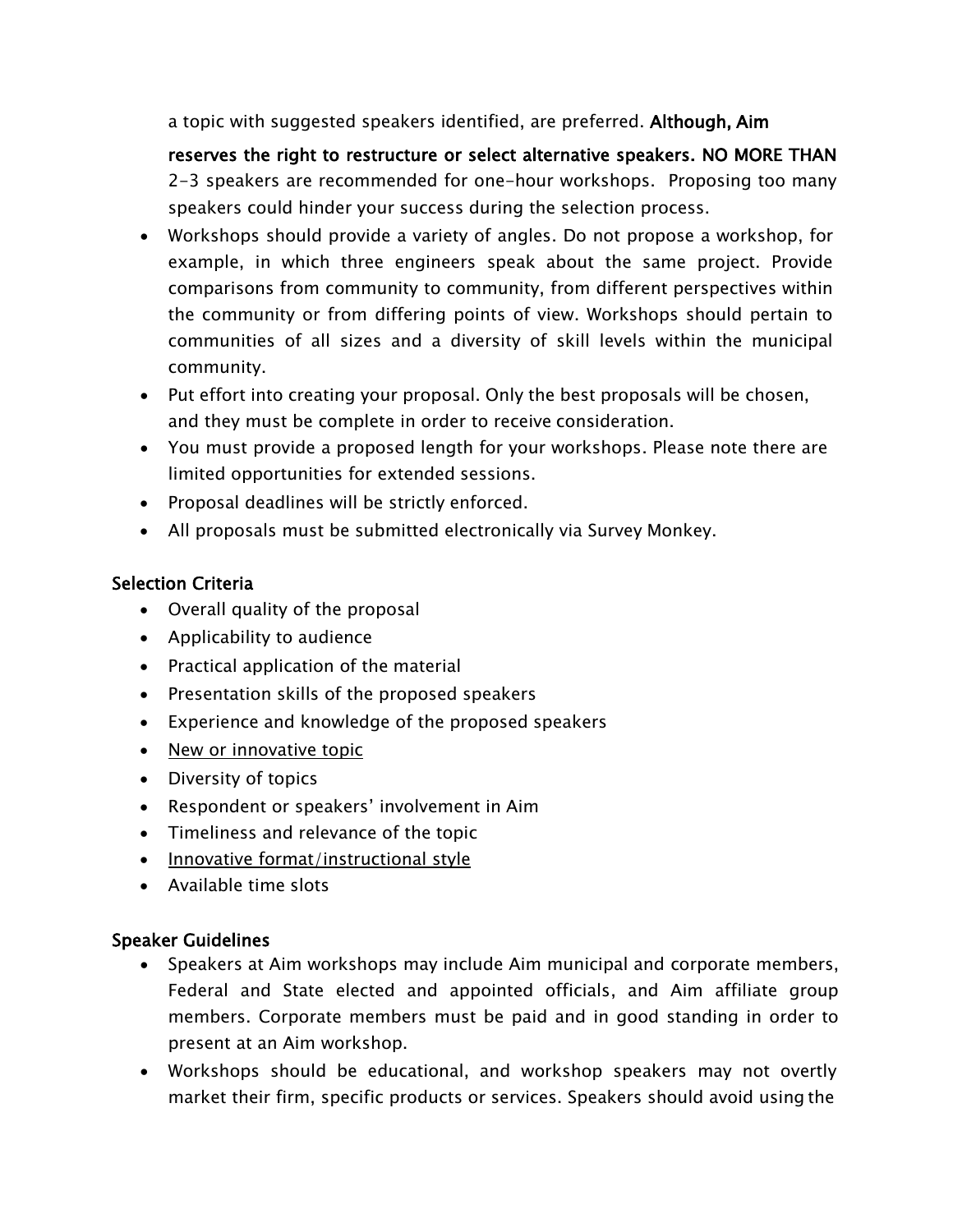a topic with suggested speakers identified, are preferred. **Although, Aim reserves the right to restructure or select alternative speakers. NO MORE THAN** 2-3 speakers are recommended for one-hour workshops. Proposing too many speakers could hinder your success during the selection process.

- Workshops should provide a variety of angles. Do not propose a workshop, for example, in which three engineers speak about the same project. Provide comparisons from community to community, from different perspectives within the community or from differing points of view. Workshops should pertain to communities of all sizes and a diversity of skill levels within the municipal community.
- Put effort into creating your proposal. Only the best proposals will be chosen, and they must be complete in order to receive consideration.
- You must provide a proposed length for your workshops. Please note there are limited opportunities for extended sessions.
- Proposal deadlines will be strictly enforced.
- All proposals must be submitted electronically via Survey Monkey.

## Selection Criteria

- Overall quality of the proposal
- Applicability to audience
- Practical application of the material
- Presentation skills of the proposed speakers
- Experience and knowledge of the proposed speakers
- <u>New or innovative topic</u>
- Diversity of topics
- Respondent or speakers' involvement in Aim
- Timeliness and relevance of the topic
- <u>Innovative format/instructional style</u>
- Available time slots

## Speaker Guidelines

- Speakers at Aim workshops may include Aim municipal and corporate members, Federal and State elected and appointed officials, and Aim affiliate group members. Corporate members must be paid and in good standing in order to present at an Aim workshop.
- Workshops should be educational, and workshop speakers may not overtly market their firm, specific products or services. Speakers should avoid using the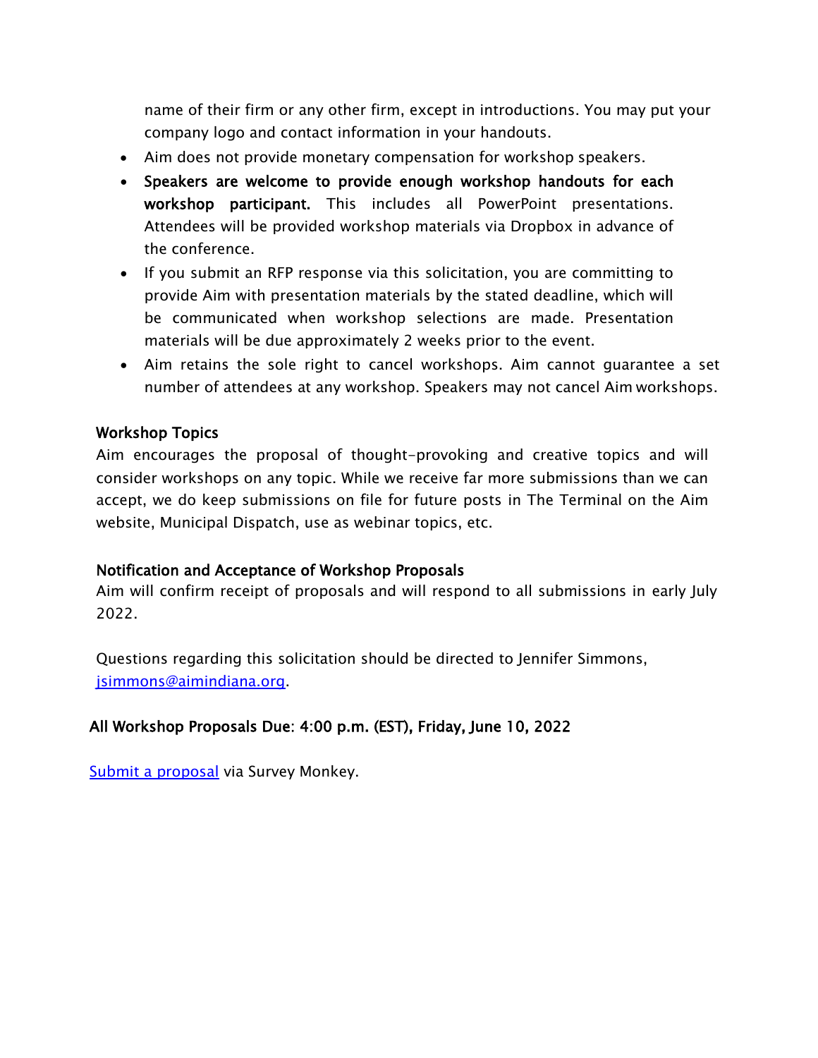name of their firm or any other firm, except in introductions. You may put your company logo and contact information in your handouts.

- Aim does not provide monetary compensation for workshop speakers.
- **Speakers are welcome to provide enough workshop handouts for each workshop participant.** This includes all PowerPoint presentations. Attendees will be provided workshop materials via Dropbox in advance of the conference.
- If you submit an RFP response via this solicitation, you are committing to provide Aim with presentation materials by the stated deadline, which will be communicated when workshop selections are made. Presentation materials will be due approximately 2 weeks prior to the event.
- Aim retains the sole right to cancel workshops. Aim cannot guarantee a set number of attendees at any workshop. Speakers may not cancel Aim workshops.

### Workshop Topics

Aim encourages the proposal of thought-provoking and creative topics and will consider workshops on any topic. While we receive far more submissions than we can accept, we do keep submissions on file for future posts in The Terminal on the Aim website, Municipal Dispatch, use as webinar topics, etc.

### Notification and Acceptance of Workshop Proposals

Aim will confirm receipt of proposals and will respond to all submissions in early July 2022.

Questions regarding this solicitation should be directed to Jennifer Simmons, [jsimmons@aimindiana.org](mailto:jsimmons@aimindiana.org).

### All Workshop Proposals Due: 4:00 p.m. (EST), Friday, June 10, 2022

[Submit a proposal]() via Survey Monkey.